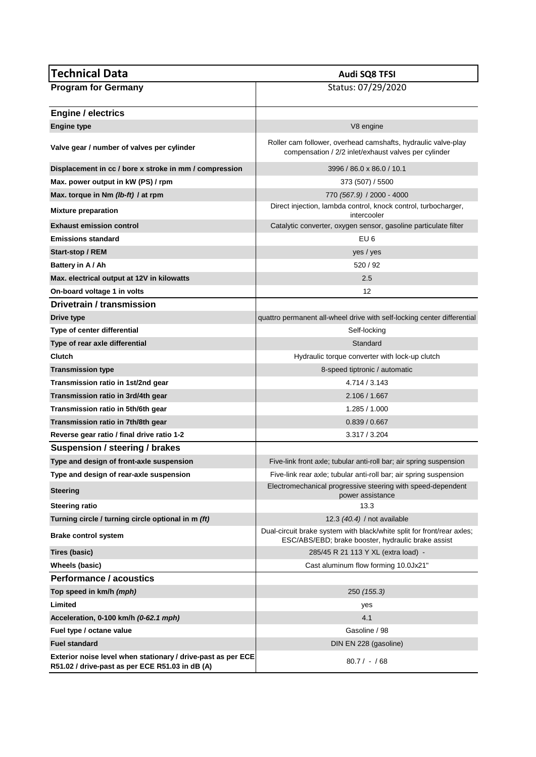| Technical Data | Audi SQ8 TFSI |
| --- | --- |
| **Program for Germany** | Status: 07/29/2020 |
| **Engine / electrics** | |
| **Engine type** | V8 engine |
| **Valve gear / number of valves per cylinder** | Roller cam follower, overhead camshafts, hydraulic valve-play compensation / 2/2 inlet/exhaust valves per cylinder |
| **Displacement in cc / bore x stroke in mm / compression** | 3996 / 86.0 x 86.0 / 10.1 |
| **Max. power output in kW (PS) / rpm** | 373 (507) / 5500 |
| **Max. torque in Nm *(lb-ft)* / at rpm** | 770 *(567.9)* / 2000 - 4000 |
| **Mixture preparation** | Direct injection, lambda control, knock control, turbocharger, intercooler |
| **Exhaust emission control** | Catalytic converter, oxygen sensor, gasoline particulate filter |
| **Emissions standard** | EU 6 |
| **Start-stop / REM** | yes / yes |
| **Battery in A / Ah** | 520 / 92 |
| **Max. electrical output at 12V in kilowatts** | 2.5 |
| **On-board voltage 1 in volts** | 12 |
| **Drivetrain / transmission** | |
| **Drive type** | quattro permanent all-wheel drive with self-locking center differential |
| **Type of center differential** | Self-locking |
| **Type of rear axle differential** | Standard |
| **Clutch** | Hydraulic torque converter with lock-up clutch |
| **Transmission type** | 8-speed tiptronic / automatic |
| **Transmission ratio in 1st/2nd gear** | 4.714 / 3.143 |
| **Transmission ratio in 3rd/4th gear** | 2.106 / 1.667 |
| **Transmission ratio in 5th/6th gear** | 1.285 / 1.000 |
| **Transmission ratio in 7th/8th gear** | 0.839 / 0.667 |
| **Reverse gear ratio / final drive ratio 1-2** | 3.317 / 3.204 |
| **Suspension / steering / brakes** | |
| **Type and design of front-axle suspension** | Five-link front axle; tubular anti-roll bar; air spring suspension |
| **Type and design of rear-axle suspension** | Five-link rear axle; tubular anti-roll bar; air spring suspension |
| **Steering** | Electromechanical progressive steering with speed-dependent power assistance |
| **Steering ratio** | 13.3 |
| **Turning circle / turning circle optional in m *(ft)*** | 12.3 *(40.4)* / not available |
| **Brake control system** | Dual-circuit brake system with black/white split for front/rear axles; ESC/ABS/EBD; brake booster, hydraulic brake assist |
| **Tires (basic)** | 285/45 R 21 113 Y XL (extra load) - |
| **Wheels (basic)** | Cast aluminum flow forming 10.0Jx21" |
| **Performance / acoustics** | |
| **Top speed in km/h *(mph)*** | 250 *(155.3)* |
| **Limited** | yes |
| **Acceleration, 0-100 km/h *(0-62.1 mph)*** | 4.1 |
| **Fuel type / octane value** | Gasoline / 98 |
| **Fuel standard** | DIN EN 228 (gasoline) |
| **Exterior noise level when stationary / drive-past as per ECE R51.02 / drive-past as per ECE R51.03 in dB (A)** | 80.7 / - / 68 |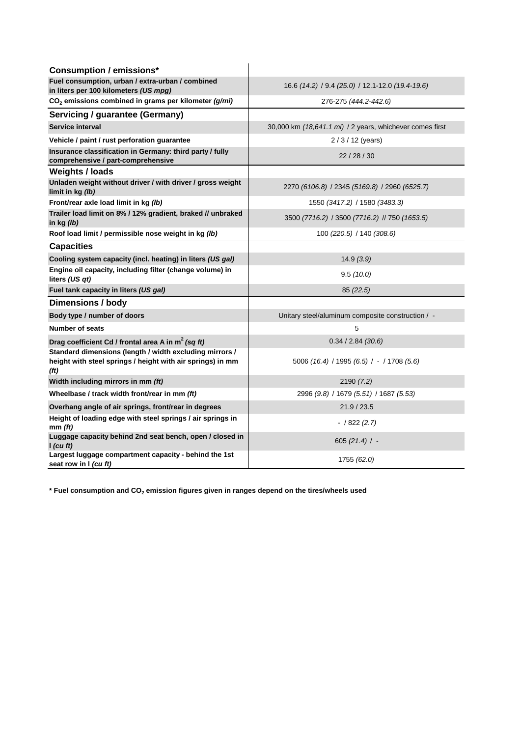| | |
|---|---|
| **Consumption / emissions*** | |
| **Fuel consumption, urban / extra-urban / combined in liters per 100 kilometers *(US mpg)*** | 16.6 *(14.2)* / 9.4 *(25.0)* / 12.1-12.0 *(19.4-19.6)* |
| **$CO_2$ emissions combined in grams per kilometer *(g/mi)*** | 276-275 *(444.2-442.6)* |
| **Servicing / guarantee (Germany)** | |
| **Service interval** | 30,000 km *(18,641.1 mi)* / 2 years, whichever comes first |
| **Vehicle / paint / rust perforation guarantee** | 2 / 3 / 12 (years) |
| **Insurance classification in Germany: third party / fully comprehensive / part-comprehensive** | 22 / 28 / 30 |
| **Weights / loads** | |
| **Unladen weight without driver / with driver / gross weight limit in kg *(lb)*** | 2270 *(6106.8)* / 2345 *(5169.8)* / 2960 *(6525.7)* |
| **Front/rear axle load limit in kg *(lb)*** | 1550 *(3417.2)* / 1580 *(3483.3)* |
| **Trailer load limit on 8% / 12% gradient, braked // unbraked in kg *(lb)*** | 3500 *(7716.2)* / 3500 *(7716.2)* // 750 *(1653.5)* |
| **Roof load limit / permissible nose weight in kg *(lb)*** | 100 *(220.5)* / 140 *(308.6)* |
| **Capacities** | |
| **Cooling system capacity (incl. heating) in liters *(US gal)*** | 14.9 *(3.9)* |
| **Engine oil capacity, including filter (change volume) in liters *(US qt)*** | 9.5 *(10.0)* |
| **Fuel tank capacity in liters *(US gal)*** | 85 *(22.5)* |
| **Dimensions / body** | |
| **Body type / number of doors** | Unitary steel/aluminum composite construction / - |
| **Number of seats** | 5 |
| **Drag coefficient Cd / frontal area A in $m^2$ *(sq ft)*** | 0.34 / 2.84 *(30.6)* |
| **Standard dimensions (length / width excluding mirrors / height with steel springs / height with air springs) in mm *(ft)*** | 5006 *(16.4)* / 1995 *(6.5)* / - / 1708 *(5.6)* |
| **Width including mirrors in mm *(ft)*** | 2190 *(7.2)* |
| **Wheelbase / track width front/rear in mm *(ft)*** | 2996 *(9.8)* / 1679 *(5.51)* / 1687 *(5.53)* |
| **Overhang angle of air springs, front/rear in degrees** | 21.9 / 23.5 |
| **Height of loading edge with steel springs / air springs in mm *(ft)*** | - / 822 *(2.7)* |
| **Luggage capacity behind 2nd seat bench, open / closed in l *(cu ft)*** | 605 *(21.4)* / - |
| **Largest luggage compartment capacity - behind the 1st seat row in l *(cu ft)*** | 1755 *(62.0)* |

**\* Fuel consumption and $CO_2$ emission figures given in ranges depend on the tires/wheels used**